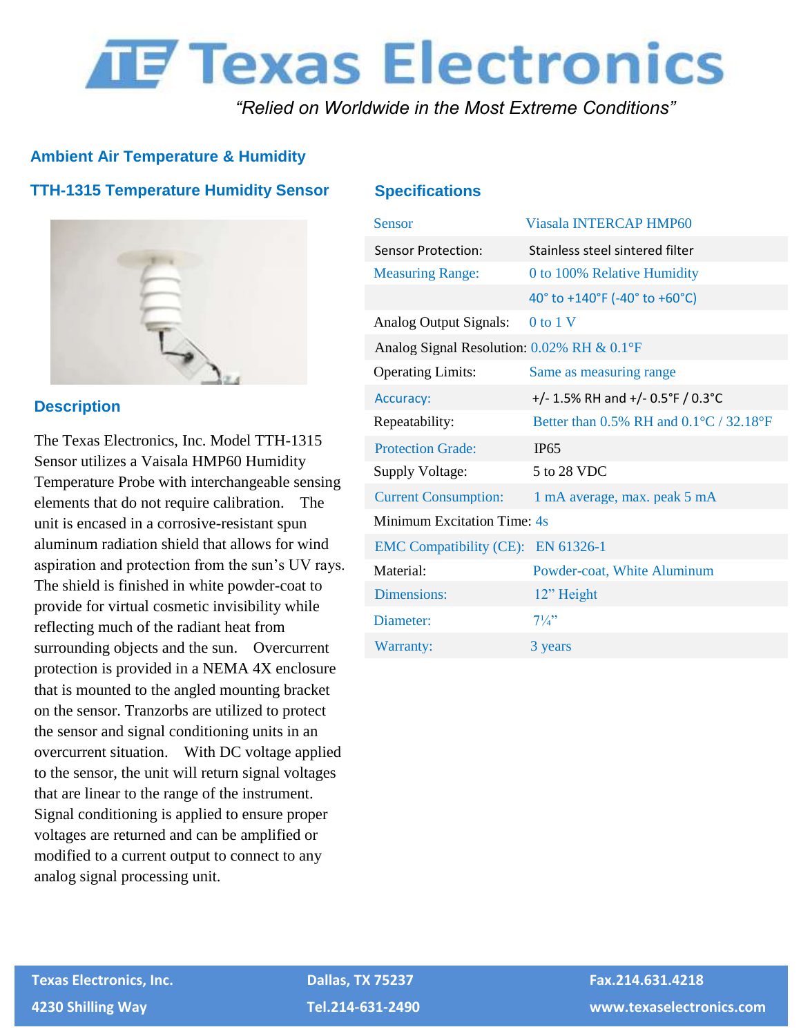# Texas Electronics

*"Relied on Worldwide in the Most Extreme Conditions"*

## Ambient Air Temperature & Humidity

### TTH-1315 Temperature Humidity Sensor

### Description

The Texas Electronics, Inc. Model TTH-1315 Sensor utilizes a Vaisala HMP60 Humidity Temperature Probe with interchangeable sensing elements that do not require calibration. The unit is encased in a corrosive-resistant spun aluminum radiation shield that allows for wind aspiration and protection from the sun's UV rays. The shield is finished in white powder-coat to provide for virtual cosmetic invisibility while reflecting much of the radiant heat from surrounding objects and the sun. Overcurrent protection is provided in a NEMA 4X enclosure that is mounted to the angled mounting bracket on the sensor. Tranzorbs are utilized to protect the sensor and signal conditioning units in an overcurrent situation. With DC voltage applied to the sensor, the unit will return signal voltages that are linear to the range of the instrument. Signal conditioning is applied to ensure proper voltages are returned and can be amplified or modified to a current output to connect to any analog signal processing unit.

### Specifications

| | |
|---|---|
| Sensor | Viasala INTERCAP HMP60 |
| Sensor Protection: | Stainless steel sintered filter |
| Measuring Range: | 0 to 100% Relative Humidity |
| | 40° to +140°F (-40° to +60°C) |
| Analog Output Signals: | 0 to 1 V |
| Analog Signal Resolution: | 0.02% RH & 0.1°F |
| Operating Limits: | Same as measuring range |
| Accuracy: | +/- 1.5% RH and +/- 0.5°F / 0.3°C |
| Repeatability: | Better than 0.5% RH and 0.1°C / 32.18°F |
| Protection Grade: | IP65 |
| Supply Voltage: | 5 to 28 VDC |
| Current Consumption: | 1 mA average, max. peak 5 mA |
| Minimum Excitation Time: | 4s |
| EMC Compatibility (CE): | EN 61326-1 |
| Material: | Powder-coat, White Aluminum |
| Dimensions: | 12" Height |
| Diameter: | 7¼" |
| Warranty: | 3 years |

**Texas Electronics, Inc.**
**4230 Shilling Way**
**Dallas, TX 75237**
**Tel.214-631-2490**
**Fax.214.631.4218**
**www.texaselectronics.com**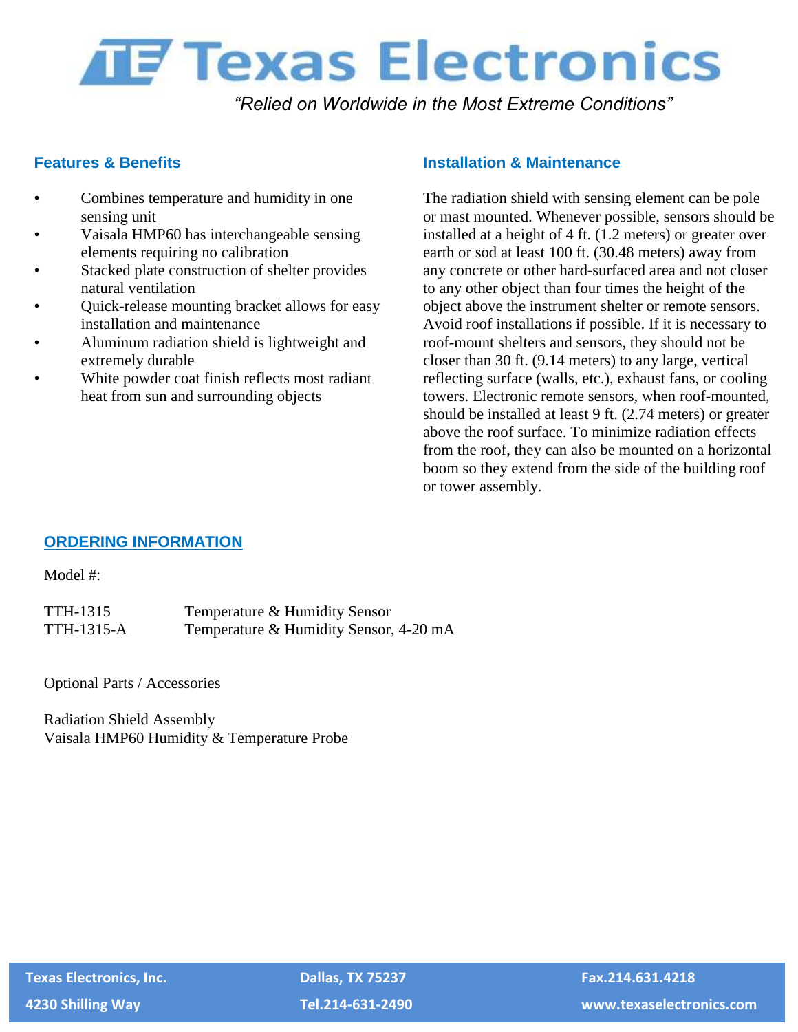# Texas Electronics

*"Relied on Worldwide in the Most Extreme Conditions"*

## Features & Benefits

- Combines temperature and humidity in one sensing unit
- Vaisala HMP60 has interchangeable sensing elements requiring no calibration
- Stacked plate construction of shelter provides natural ventilation
- Quick-release mounting bracket allows for easy installation and maintenance
- Aluminum radiation shield is lightweight and extremely durable
- White powder coat finish reflects most radiant heat from sun and surrounding objects

## Installation & Maintenance

The radiation shield with sensing element can be pole or mast mounted. Whenever possible, sensors should be installed at a height of 4 ft. (1.2 meters) or greater over earth or sod at least 100 ft. (30.48 meters) away from any concrete or other hard-surfaced area and not closer to any other object than four times the height of the object above the instrument shelter or remote sensors. Avoid roof installations if possible. If it is necessary to roof-mount shelters and sensors, they should not be closer than 30 ft. (9.14 meters) to any large, vertical reflecting surface (walls, etc.), exhaust fans, or cooling towers. Electronic remote sensors, when roof-mounted, should be installed at least 9 ft. (2.74 meters) or greater above the roof surface. To minimize radiation effects from the roof, they can also be mounted on a horizontal boom so they extend from the side of the building roof or tower assembly.

## ORDERING INFORMATION

Model #:

| | |
|---|---|
| TTH-1315 | Temperature & Humidity Sensor |
| TTH-1315-A | Temperature & Humidity Sensor, 4-20 mA |

Optional Parts / Accessories

Radiation Shield Assembly
Vaisala HMP60 Humidity & Temperature Probe

**Texas Electronics, Inc.** | **4230 Shilling Way** | **Dallas, TX 75237** | **Tel.214-631-2490** | **Fax.214.631.4218** | **www.texaselectronics.com**